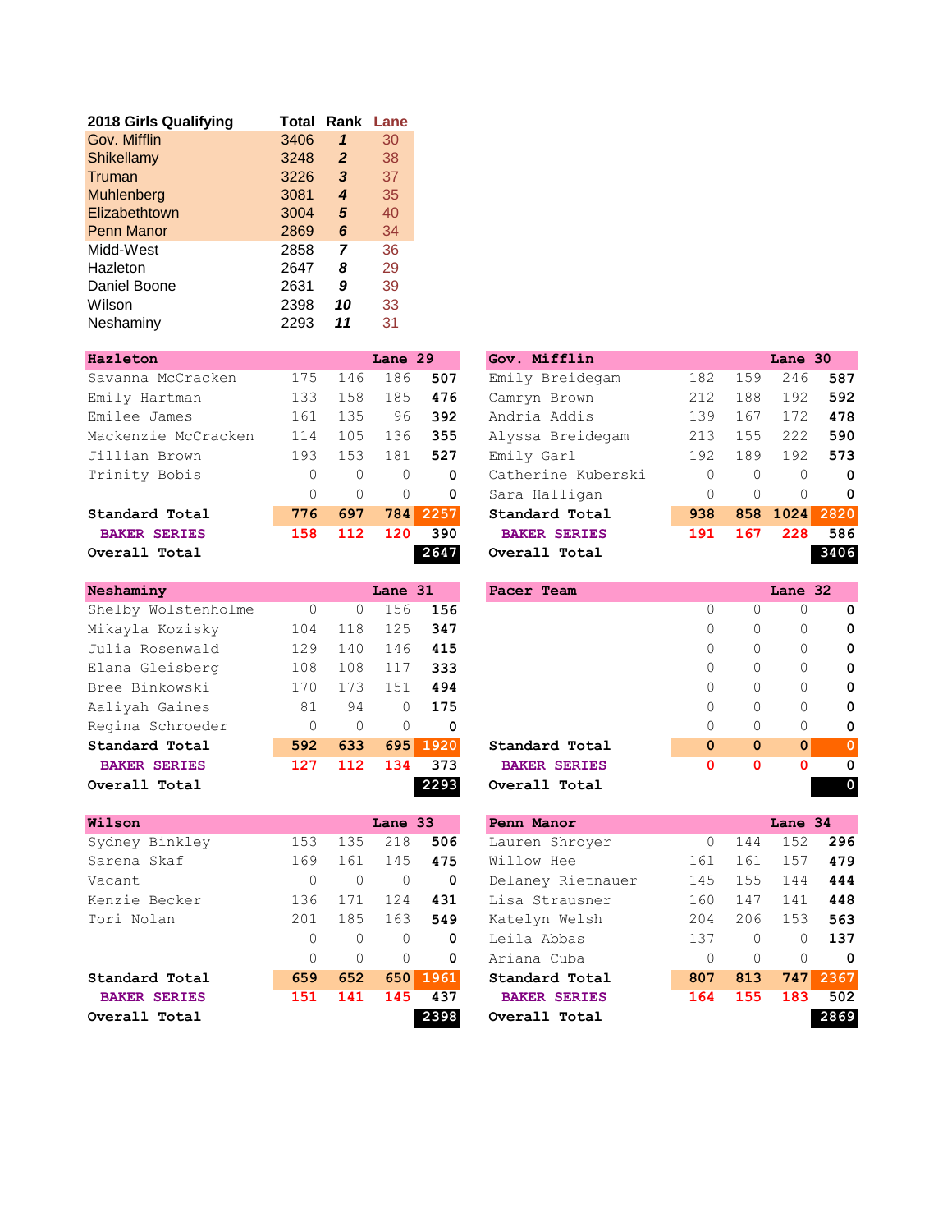| 2018 Girls Qualifying | Total | Rank | Lane |
|---|---|---|---|
| Gov. Mifflin | 3406 | *1* | 30 |
| Shikellamy | 3248 | *2* | 38 |
| Truman | 3226 | *3* | 37 |
| Muhlenberg | 3081 | *4* | 35 |
| Elizabethtown | 3004 | *5* | 40 |
| Penn Manor | 2869 | *6* | 34 |
| Midd-West | 2858 | *7* | 36 |
| Hazleton | 2647 | *8* | 29 |
| Daniel Boone | 2631 | *9* | 39 |
| Wilson | 2398 | *10* | 33 |
| Neshaminy | 2293 | *11* | 31 |

| Hazleton | | | Lane 29 | |
|---|---|---|---|---|
| Savanna McCracken | 175 | 146 | 186 | **507** |
| Emily Hartman | 133 | 158 | 185 | **476** |
| Emilee James | 161 | 135 | 96 | **392** |
| Mackenzie McCracken | 114 | 105 | 136 | **355** |
| Jillian Brown | 193 | 153 | 181 | **527** |
| Trinity Bobis | 0 | 0 | 0 | **0** |
| | 0 | 0 | 0 | **0** |
| **Standard Total** | **776** | **697** | **784** | **2257** |
| **BAKER SERIES** | **158** | **112** | **120** | 390 |
| **Overall Total** | | | | **2647** |

| Gov. Mifflin | | | Lane 30 | |
|---|---|---|---|---|
| Emily Breidegam | 182 | 159 | 246 | **587** |
| Camryn Brown | 212 | 188 | 192 | **592** |
| Andria Addis | 139 | 167 | 172 | **478** |
| Alyssa Breidegam | 213 | 155 | 222 | **590** |
| Emily Garl | 192 | 189 | 192 | **573** |
| Catherine Kuberski | 0 | 0 | 0 | **0** |
| Sara Halligan | 0 | 0 | 0 | **0** |
| **Standard Total** | **938** | **858** | **1024** | **2820** |
| **BAKER SERIES** | **191** | **167** | **228** | 586 |
| **Overall Total** | | | | **3406** |

| Neshaminy | | | Lane 31 | |
|---|---|---|---|---|
| Shelby Wolstenholme | 0 | 0 | 156 | **156** |
| Mikayla Kozisky | 104 | 118 | 125 | **347** |
| Julia Rosenwald | 129 | 140 | 146 | **415** |
| Elana Gleisberg | 108 | 108 | 117 | **333** |
| Bree Binkowski | 170 | 173 | 151 | **494** |
| Aaliyah Gaines | 81 | 94 | 0 | **175** |
| Regina Schroeder | 0 | 0 | 0 | **0** |
| **Standard Total** | **592** | **633** | **695** | **1920** |
| **BAKER SERIES** | **127** | **112** | **134** | 373 |
| **Overall Total** | | | | **2293** |

| Pacer Team | | | Lane 32 | |
|---|---|---|---|---|
| | 0 | 0 | 0 | **0** |
| | 0 | 0 | 0 | **0** |
| | 0 | 0 | 0 | **0** |
| | 0 | 0 | 0 | **0** |
| | 0 | 0 | 0 | **0** |
| | 0 | 0 | 0 | **0** |
| | 0 | 0 | 0 | **0** |
| **Standard Total** | **0** | **0** | **0** | **0** |
| **BAKER SERIES** | **0** | **0** | **0** | 0 |
| **Overall Total** | | | | **0** |

| Wilson | | | Lane 33 | |
|---|---|---|---|---|
| Sydney Binkley | 153 | 135 | 218 | **506** |
| Sarena Skaf | 169 | 161 | 145 | **475** |
| Vacant | 0 | 0 | 0 | **0** |
| Kenzie Becker | 136 | 171 | 124 | **431** |
| Tori Nolan | 201 | 185 | 163 | **549** |
| | 0 | 0 | 0 | **0** |
| | 0 | 0 | 0 | **0** |
| **Standard Total** | **659** | **652** | **650** | **1961** |
| **BAKER SERIES** | **151** | **141** | **145** | 437 |
| **Overall Total** | | | | **2398** |

| Penn Manor | | | Lane 34 | |
|---|---|---|---|---|
| Lauren Shroyer | 0 | 144 | 152 | **296** |
| Willow Hee | 161 | 161 | 157 | **479** |
| Delaney Rietnauer | 145 | 155 | 144 | **444** |
| Lisa Strausner | 160 | 147 | 141 | **448** |
| Katelyn Welsh | 204 | 206 | 153 | **563** |
| Leila Abbas | 137 | 0 | 0 | **137** |
| Ariana Cuba | 0 | 0 | 0 | **0** |
| **Standard Total** | **807** | **813** | **747** | **2367** |
| **BAKER SERIES** | **164** | **155** | **183** | 502 |
| **Overall Total** | | | | **2869** |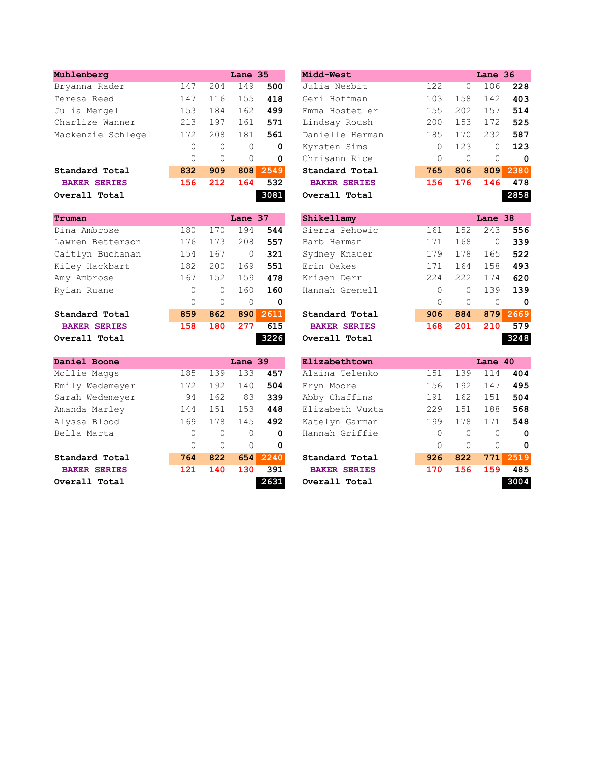| Muhlenberg | | | Lane 35 | |
|---|---|---|---|---|
| Bryanna Rader | 147 | 204 | 149 | **500** |
| Teresa Reed | 147 | 116 | 155 | **418** |
| Julia Mengel | 153 | 184 | 162 | **499** |
| Charlize Wanner | 213 | 197 | 161 | **571** |
| Mackenzie Schlegel | 172 | 208 | 181 | **561** |
| | 0 | 0 | 0 | **0** |
| | 0 | 0 | 0 | **0** |
| **Standard Total** | **832** | **909** | **808** | **2549** |
| **BAKER SERIES** | **156** | **212** | **164** | **532** |
| **Overall Total** | | | | **3081** |

| Midd-West | | | Lane 36 | |
|---|---|---|---|---|
| Julia Nesbit | 122 | 0 | 106 | **228** |
| Geri Hoffman | 103 | 158 | 142 | **403** |
| Emma Hostetler | 155 | 202 | 157 | **514** |
| Lindsay Roush | 200 | 153 | 172 | **525** |
| Danielle Herman | 185 | 170 | 232 | **587** |
| Kyrsten Sims | 0 | 123 | 0 | **123** |
| Chrisann Rice | 0 | 0 | 0 | **0** |
| **Standard Total** | **765** | **806** | **809** | **2380** |
| **BAKER SERIES** | **156** | **176** | **146** | **478** |
| **Overall Total** | | | | **2858** |

| Truman | | | Lane 37 | |
|---|---|---|---|---|
| Dina Ambrose | 180 | 170 | 194 | **544** |
| Lawren Betterson | 176 | 173 | 208 | **557** |
| Caitlyn Buchanan | 154 | 167 | 0 | **321** |
| Kiley Hackbart | 182 | 200 | 169 | **551** |
| Amy Ambrose | 167 | 152 | 159 | **478** |
| Ryian Ruane | 0 | 0 | 160 | **160** |
| | 0 | 0 | 0 | **0** |
| **Standard Total** | **859** | **862** | **890** | **2611** |
| **BAKER SERIES** | **158** | **180** | **277** | **615** |
| **Overall Total** | | | | **3226** |

| Shikellamy | | | Lane 38 | |
|---|---|---|---|---|
| Sierra Pehowic | 161 | 152 | 243 | **556** |
| Barb Herman | 171 | 168 | 0 | **339** |
| Sydney Knauer | 179 | 178 | 165 | **522** |
| Erin Oakes | 171 | 164 | 158 | **493** |
| Krisen Derr | 224 | 222 | 174 | **620** |
| Hannah Grenell | 0 | 0 | 139 | **139** |
| | 0 | 0 | 0 | **0** |
| **Standard Total** | **906** | **884** | **879** | **2669** |
| **BAKER SERIES** | **168** | **201** | **210** | **579** |
| **Overall Total** | | | | **3248** |

| Daniel Boone | | | Lane 39 | |
|---|---|---|---|---|
| Mollie Maggs | 185 | 139 | 133 | **457** |
| Emily Wedemeyer | 172 | 192 | 140 | **504** |
| Sarah Wedemeyer | 94 | 162 | 83 | **339** |
| Amanda Marley | 144 | 151 | 153 | **448** |
| Alyssa Blood | 169 | 178 | 145 | **492** |
| Bella Marta | 0 | 0 | 0 | **0** |
| | 0 | 0 | 0 | **0** |
| **Standard Total** | **764** | **822** | **654** | **2240** |
| **BAKER SERIES** | **121** | **140** | **130** | **391** |
| **Overall Total** | | | | **2631** |

| Elizabethtown | | | Lane 40 | |
|---|---|---|---|---|
| Alaina Telenko | 151 | 139 | 114 | **404** |
| Eryn Moore | 156 | 192 | 147 | **495** |
| Abby Chaffins | 191 | 162 | 151 | **504** |
| Elizabeth Vuxta | 229 | 151 | 188 | **568** |
| Katelyn Garman | 199 | 178 | 171 | **548** |
| Hannah Griffie | 0 | 0 | 0 | **0** |
| | 0 | 0 | 0 | **0** |
| **Standard Total** | **926** | **822** | **771** | **2519** |
| **BAKER SERIES** | **170** | **156** | **159** | **485** |
| **Overall Total** | | | | **3004** |